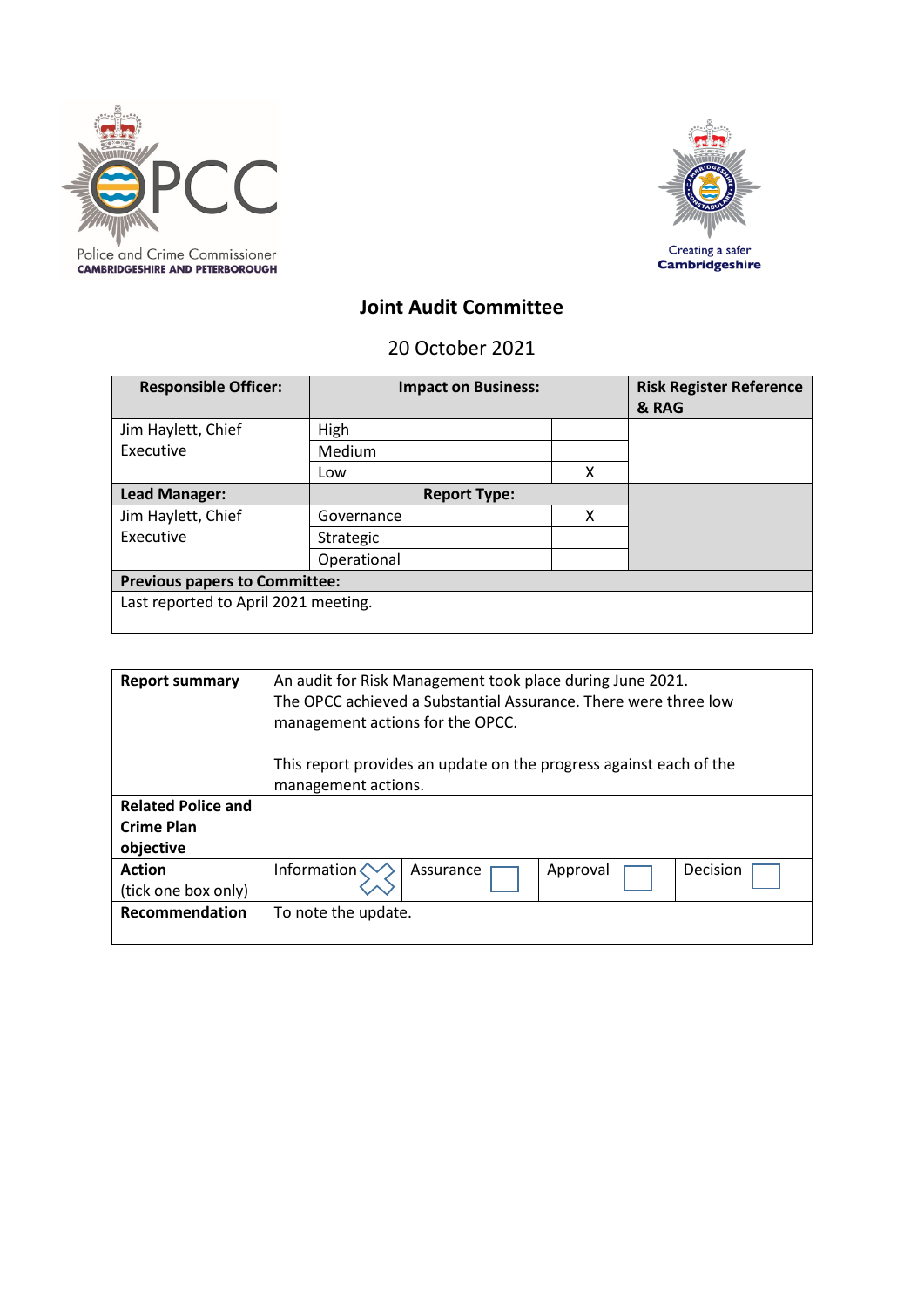Police and Crime Commissioner
CAMBRIDGESHIRE AND PETERBOROUGH

Creating a safer
Cambridgeshire

# Joint Audit Committee

## 20 October 2021

| Responsible Officer: | Impact on Business: | | Risk Register Reference & RAG |
|---|---|---|---|
| Jim Haylett, Chief Executive | High | | |
| | Medium | | |
| | Low | X | |
| **Lead Manager:** | **Report Type:** | | |
| Jim Haylett, Chief Executive | Governance | X | |
| | Strategic | | |
| | Operational | | |
| **Previous papers to Committee:** | | | |
| Last reported to April 2021 meeting. | | | |

| | | | | |
|---|---|---|---|---|
| **Report summary** | An audit for Risk Management took place during June 2021. The OPCC achieved a Substantial Assurance. There were three low management actions for the OPCC.<br><br>This report provides an update on the progress against each of the management actions. | | | |
| **Related Police and Crime Plan objective** | | | | |
| **Action** (tick one box only) | Information ☒ | Assurance ☐ | Approval ☐ | Decision ☐ |
| **Recommendation** | To note the update. | | | |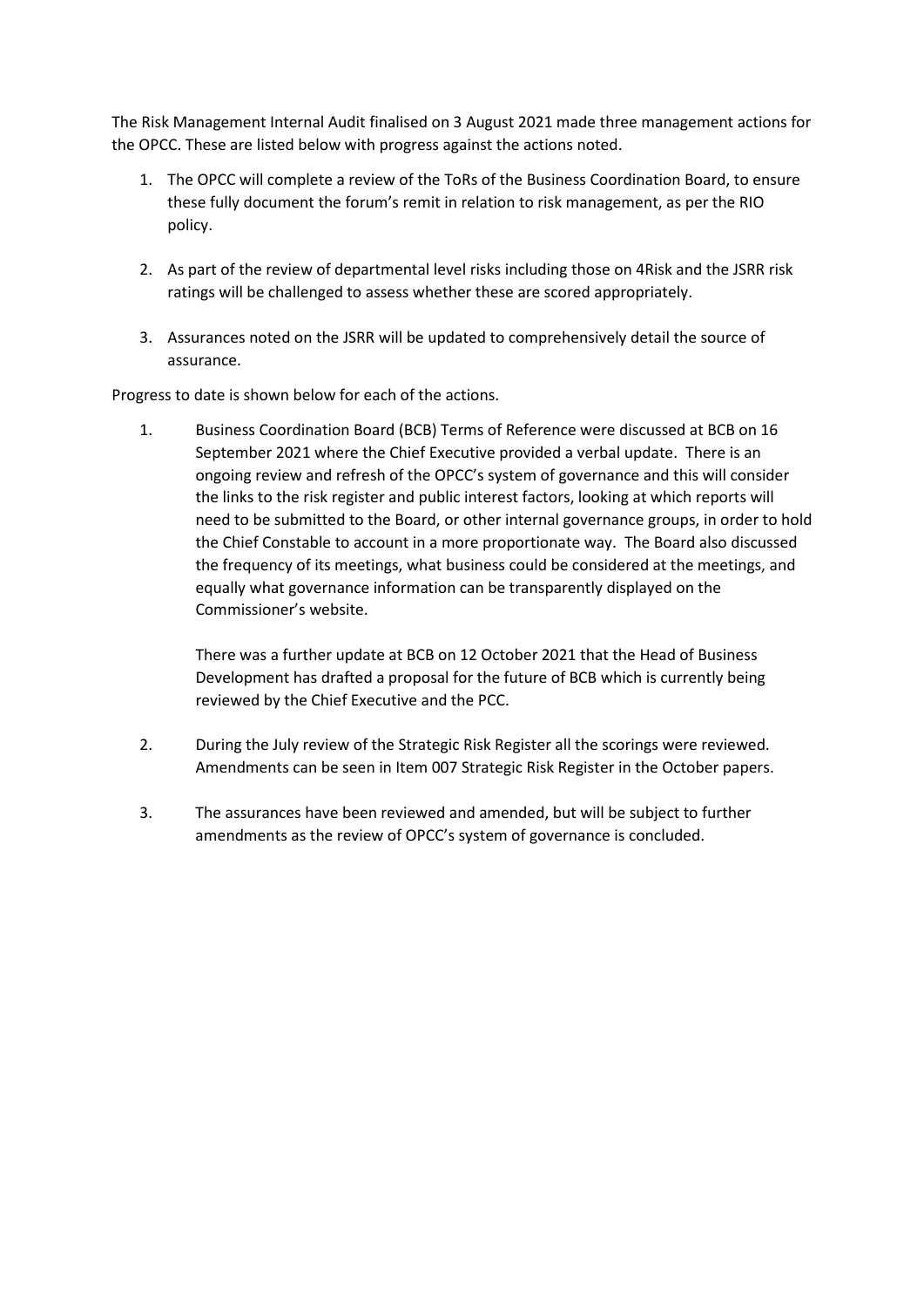The Risk Management Internal Audit finalised on 3 August 2021 made three management actions for the OPCC. These are listed below with progress against the actions noted.

1. The OPCC will complete a review of the ToRs of the Business Coordination Board, to ensure these fully document the forum's remit in relation to risk management, as per the RIO policy.

2. As part of the review of departmental level risks including those on 4Risk and the JSRR risk ratings will be challenged to assess whether these are scored appropriately.

3. Assurances noted on the JSRR will be updated to comprehensively detail the source of assurance.

Progress to date is shown below for each of the actions.

1. Business Coordination Board (BCB) Terms of Reference were discussed at BCB on 16 September 2021 where the Chief Executive provided a verbal update. There is an ongoing review and refresh of the OPCC's system of governance and this will consider the links to the risk register and public interest factors, looking at which reports will need to be submitted to the Board, or other internal governance groups, in order to hold the Chief Constable to account in a more proportionate way. The Board also discussed the frequency of its meetings, what business could be considered at the meetings, and equally what governance information can be transparently displayed on the Commissioner's website.

   There was a further update at BCB on 12 October 2021 that the Head of Business Development has drafted a proposal for the future of BCB which is currently being reviewed by the Chief Executive and the PCC.

2. During the July review of the Strategic Risk Register all the scorings were reviewed. Amendments can be seen in Item 007 Strategic Risk Register in the October papers.

3. The assurances have been reviewed and amended, but will be subject to further amendments as the review of OPCC's system of governance is concluded.